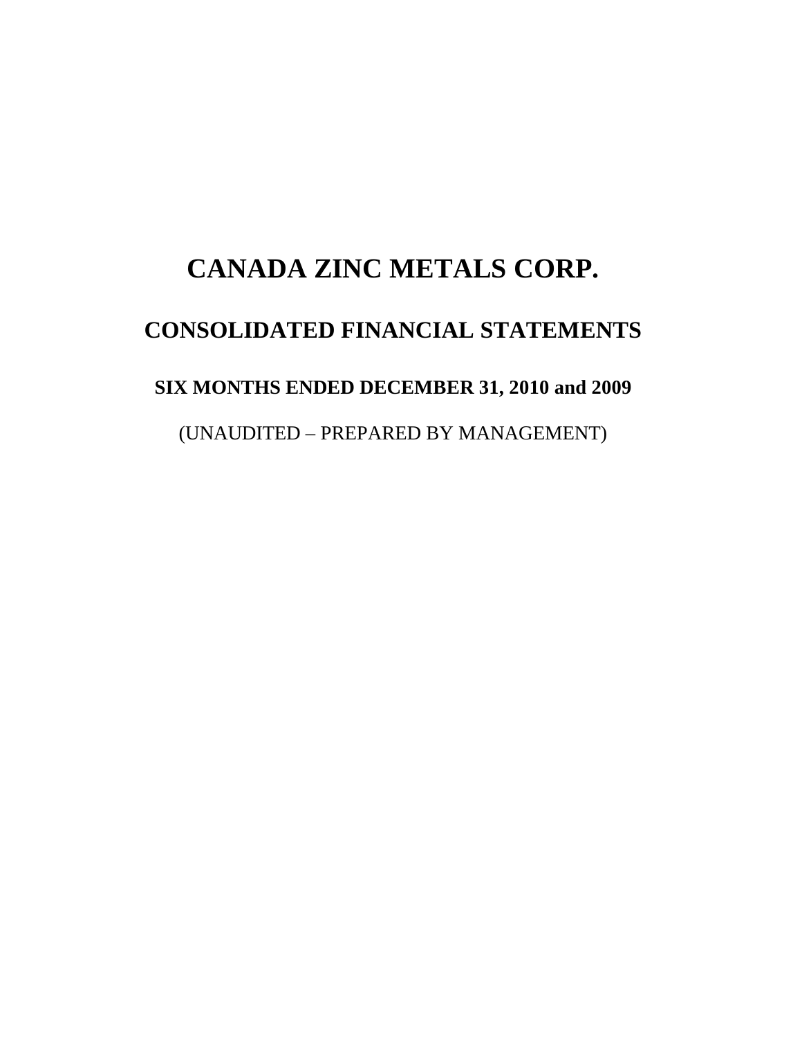# CANADA ZINC METALS CORP.

## CONSOLIDATED FINANCIAL STATEMENTS

### SIX MONTHS ENDED DECEMBER 31, 2010 and 2009

(UNAUDITED – PREPARED BY MANAGEMENT)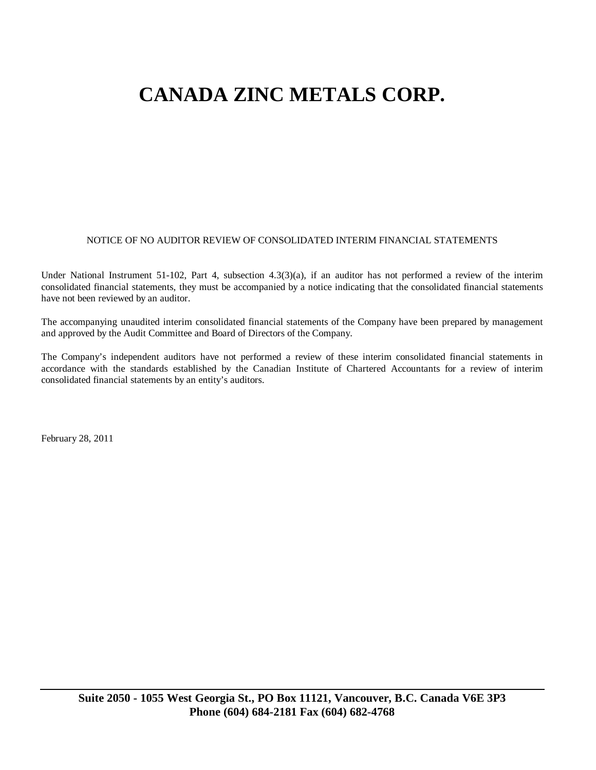# CANADA ZINC METALS CORP.

NOTICE OF NO AUDITOR REVIEW OF CONSOLIDATED INTERIM FINANCIAL STATEMENTS

Under National Instrument 51-102, Part 4, subsection 4.3(3)(a), if an auditor has not performed a review of the interim consolidated financial statements, they must be accompanied by a notice indicating that the consolidated financial statements have not been reviewed by an auditor.

The accompanying unaudited interim consolidated financial statements of the Company have been prepared by management and approved by the Audit Committee and Board of Directors of the Company.

The Company's independent auditors have not performed a review of these interim consolidated financial statements in accordance with the standards established by the Canadian Institute of Chartered Accountants for a review of interim consolidated financial statements by an entity's auditors.

February 28, 2011

**Suite 2050 - 1055 West Georgia St., PO Box 11121, Vancouver, B.C. Canada V6E 3P3**
**Phone (604) 684-2181 Fax (604) 682-4768**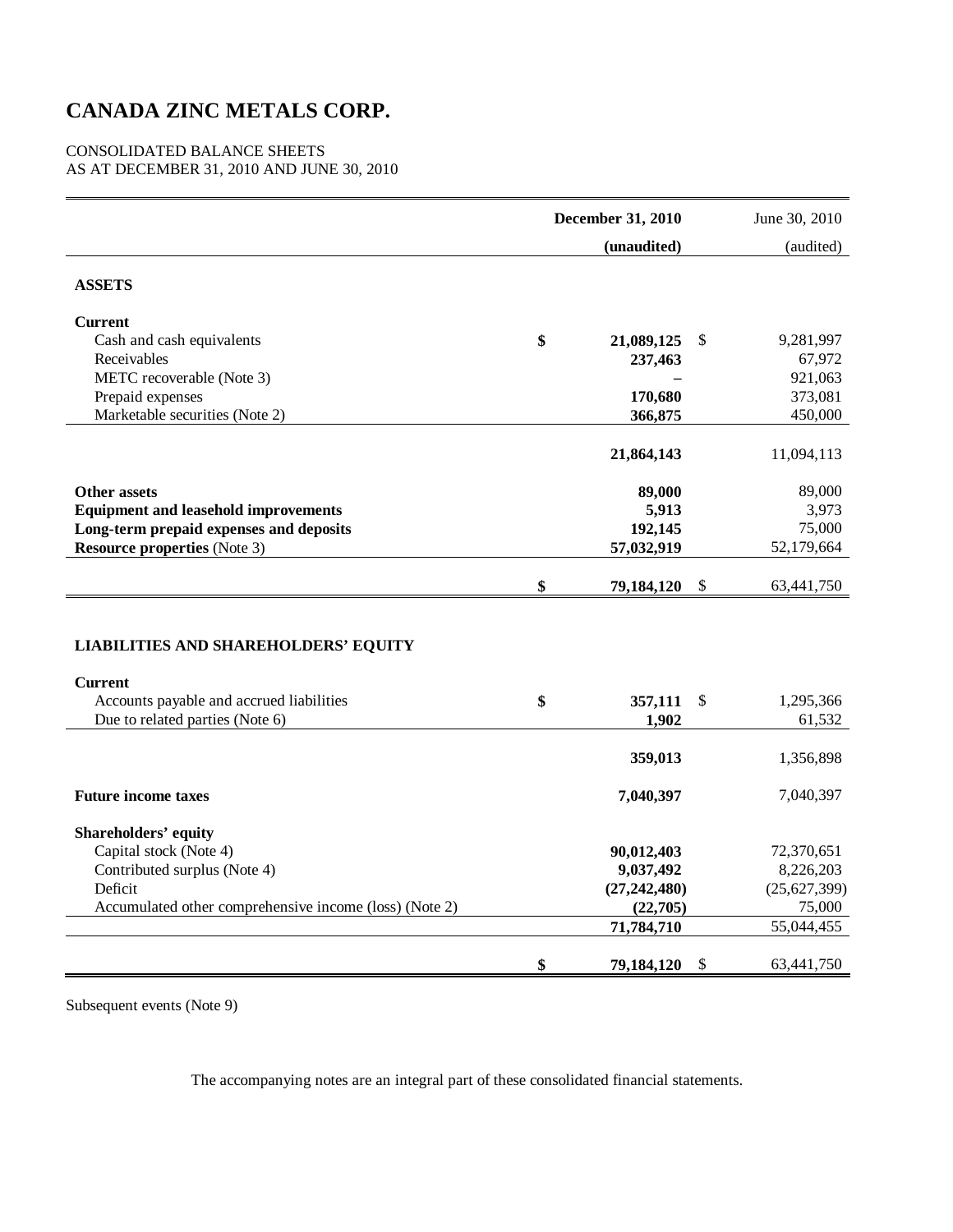# CANADA ZINC METALS CORP.

CONSOLIDATED BALANCE SHEETS
AS AT DECEMBER 31, 2010 AND JUNE 30, 2010

| | December 31, 2010 | June 30, 2010 |
|---|---|---|
| | (unaudited) | (audited) |
| **ASSETS** | | |
| **Current** | | |
| Cash and cash equivalents | $ 21,089,125 | $ 9,281,997 |
| Receivables | 237,463 | 67,972 |
| METC recoverable (Note 3) | – | 921,063 |
| Prepaid expenses | 170,680 | 373,081 |
| Marketable securities (Note 2) | 366,875 | 450,000 |
| | 21,864,143 | 11,094,113 |
| **Other assets** | 89,000 | 89,000 |
| **Equipment and leasehold improvements** | 5,913 | 3,973 |
| **Long-term prepaid expenses and deposits** | 192,145 | 75,000 |
| **Resource properties** (Note 3) | 57,032,919 | 52,179,664 |
| | $ 79,184,120 | $ 63,441,750 |
| **LIABILITIES AND SHAREHOLDERS' EQUITY** | | |
| **Current** | | |
| Accounts payable and accrued liabilities | $ 357,111 | $ 1,295,366 |
| Due to related parties (Note 6) | 1,902 | 61,532 |
| | 359,013 | 1,356,898 |
| **Future income taxes** | 7,040,397 | 7,040,397 |
| **Shareholders' equity** | | |
| Capital stock (Note 4) | 90,012,403 | 72,370,651 |
| Contributed surplus (Note 4) | 9,037,492 | 8,226,203 |
| Deficit | (27,242,480) | (25,627,399) |
| Accumulated other comprehensive income (loss) (Note 2) | (22,705) | 75,000 |
| | 71,784,710 | 55,044,455 |
| | $ 79,184,120 | $ 63,441,750 |

Subsequent events (Note 9)

The accompanying notes are an integral part of these consolidated financial statements.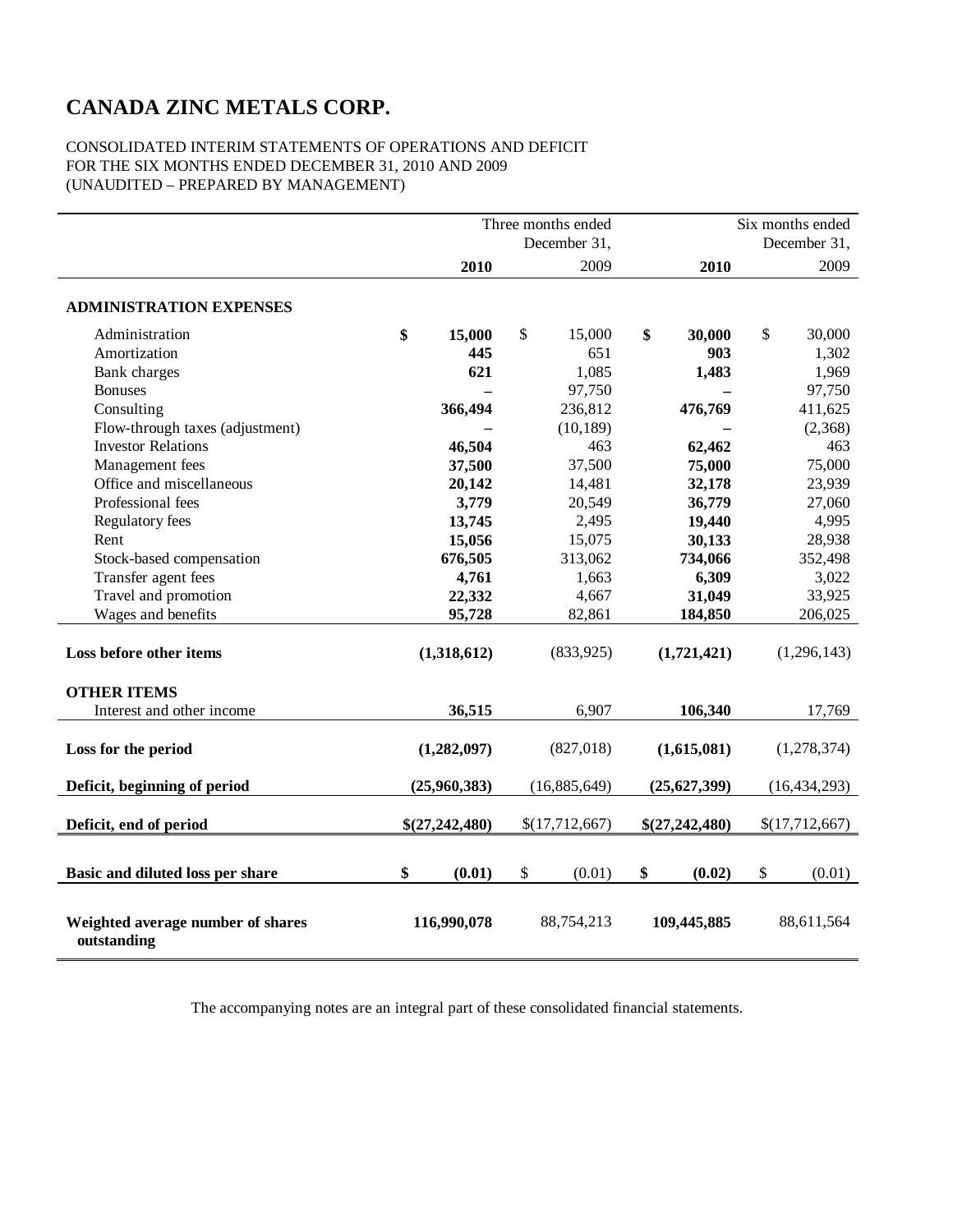# CANADA ZINC METALS CORP.

CONSOLIDATED INTERIM STATEMENTS OF OPERATIONS AND DEFICIT
FOR THE SIX MONTHS ENDED DECEMBER 31, 2010 AND 2009
(UNAUDITED – PREPARED BY MANAGEMENT)

| | Three months ended December 31, | | Six months ended December 31, | |
|---|---|---|---|---|
| | **2010** | 2009 | **2010** | 2009 |
| **ADMINISTRATION EXPENSES** | | | | |
| Administration | **$ 15,000** | $ 15,000 | **$ 30,000** | $ 30,000 |
| Amortization | **445** | 651 | **903** | 1,302 |
| Bank charges | **621** | 1,085 | **1,483** | 1,969 |
| Bonuses | **–** | 97,750 | **–** | 97,750 |
| Consulting | **366,494** | 236,812 | **476,769** | 411,625 |
| Flow-through taxes (adjustment) | **–** | (10,189) | **–** | (2,368) |
| Investor Relations | **46,504** | 463 | **62,462** | 463 |
| Management fees | **37,500** | 37,500 | **75,000** | 75,000 |
| Office and miscellaneous | **20,142** | 14,481 | **32,178** | 23,939 |
| Professional fees | **3,779** | 20,549 | **36,779** | 27,060 |
| Regulatory fees | **13,745** | 2,495 | **19,440** | 4,995 |
| Rent | **15,056** | 15,075 | **30,133** | 28,938 |
| Stock-based compensation | **676,505** | 313,062 | **734,066** | 352,498 |
| Transfer agent fees | **4,761** | 1,663 | **6,309** | 3,022 |
| Travel and promotion | **22,332** | 4,667 | **31,049** | 33,925 |
| Wages and benefits | **95,728** | 82,861 | **184,850** | 206,025 |
| **Loss before other items** | **(1,318,612)** | (833,925) | **(1,721,421)** | (1,296,143) |
| **OTHER ITEMS** | | | | |
| Interest and other income | **36,515** | 6,907 | **106,340** | 17,769 |
| **Loss for the period** | **(1,282,097)** | (827,018) | **(1,615,081)** | (1,278,374) |
| **Deficit, beginning of period** | **(25,960,383)** | (16,885,649) | **(25,627,399)** | (16,434,293) |
| **Deficit, end of period** | **$(27,242,480)** | $(17,712,667) | **$(27,242,480)** | $(17,712,667) |
| **Basic and diluted loss per share** | **$ (0.01)** | $ (0.01) | **$ (0.02)** | $ (0.01) |
| **Weighted average number of shares outstanding** | **116,990,078** | 88,754,213 | **109,445,885** | 88,611,564 |

The accompanying notes are an integral part of these consolidated financial statements.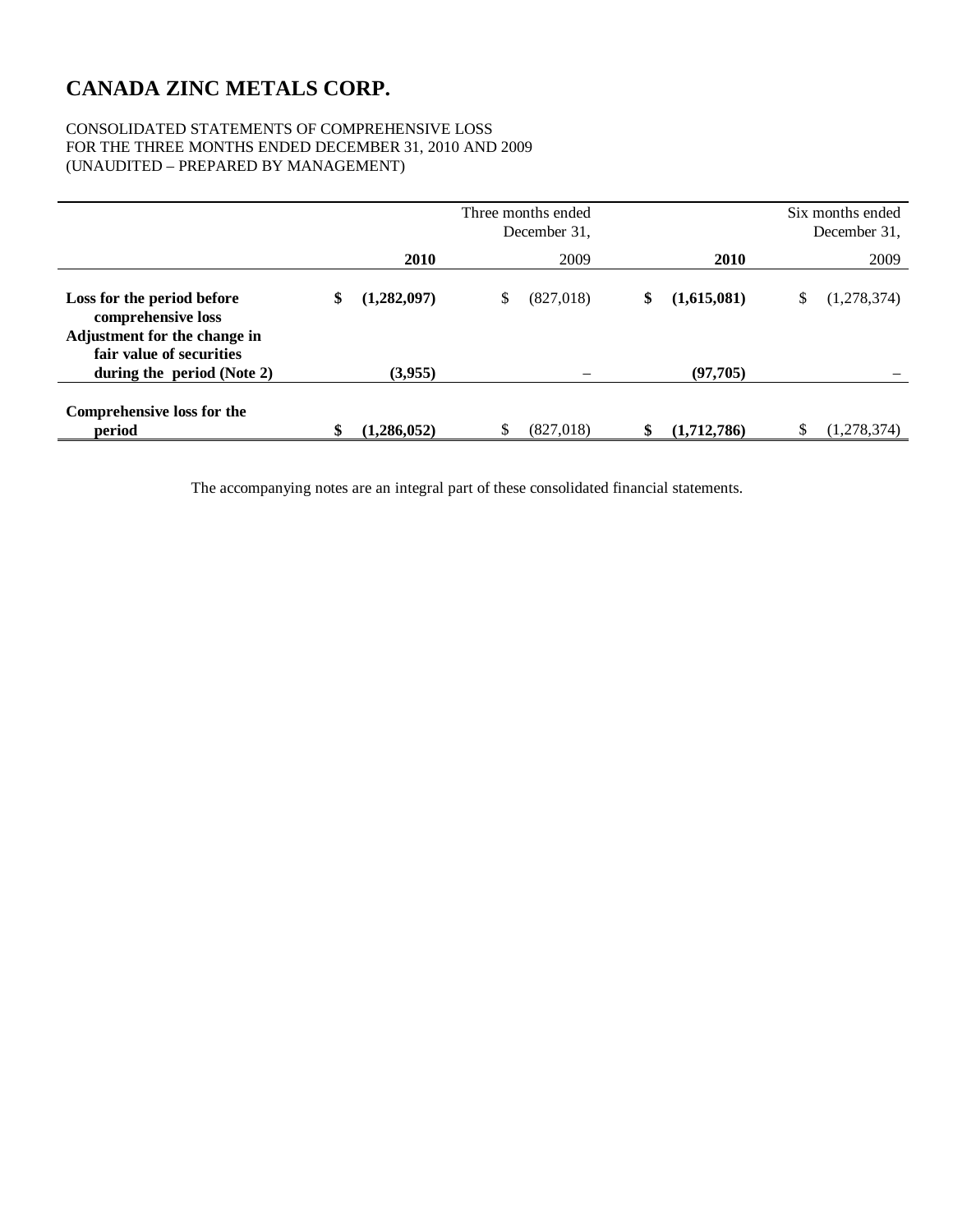# CANADA ZINC METALS CORP.

CONSOLIDATED STATEMENTS OF COMPREHENSIVE LOSS
FOR THE THREE MONTHS ENDED DECEMBER 31, 2010 AND 2009
(UNAUDITED – PREPARED BY MANAGEMENT)

| | Three months ended December 31, | | Six months ended December 31, | |
|---|---|---|---|---|
| | **2010** | 2009 | **2010** | 2009 |
| **Loss for the period before comprehensive loss** | **$ (1,282,097)** | $ (827,018) | **$ (1,615,081)** | $ (1,278,374) |
| **Adjustment for the change in fair value of securities during the period (Note 2)** | **(3,955)** | – | **(97,705)** | – |
| **Comprehensive loss for the period** | **$ (1,286,052)** | $ (827,018) | **$ (1,712,786)** | $ (1,278,374) |

The accompanying notes are an integral part of these consolidated financial statements.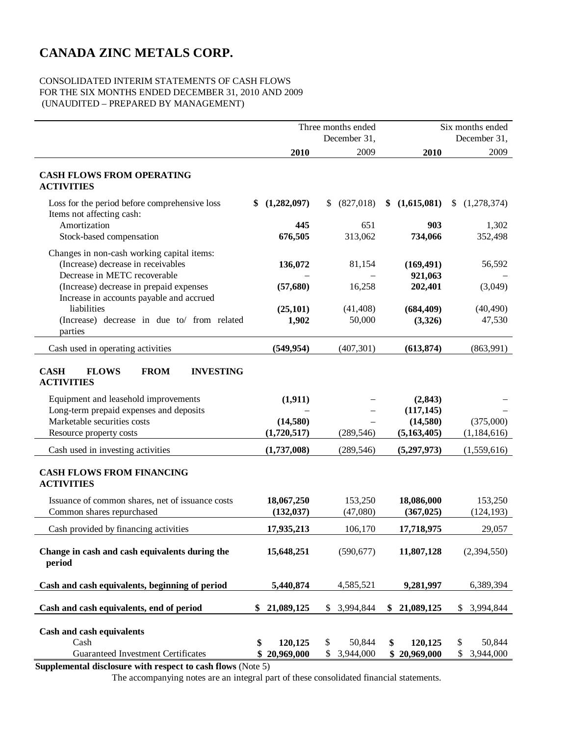# CANADA ZINC METALS CORP.

CONSOLIDATED INTERIM STATEMENTS OF CASH FLOWS
FOR THE SIX MONTHS ENDED DECEMBER 31, 2010 AND 2009
(UNAUDITED – PREPARED BY MANAGEMENT)

| | Three months ended December 31, | | Six months ended December 31, | |
|---|---|---|---|---|
| | **2010** | 2009 | **2010** | 2009 |
| **CASH FLOWS FROM OPERATING ACTIVITIES** | | | | |
| Loss for the period before comprehensive loss | **$ (1,282,097)** | $ (827,018) | **$ (1,615,081)** | $ (1,278,374) |
| Items not affecting cash: | | | | |
| Amortization | **445** | 651 | **903** | 1,302 |
| Stock-based compensation | **676,505** | 313,062 | **734,066** | 352,498 |
| Changes in non-cash working capital items: | | | | |
| (Increase) decrease in receivables | **136,072** | 81,154 | **(169,491)** | 56,592 |
| Decrease in METC recoverable | **–** | – | **921,063** | – |
| (Increase) decrease in prepaid expenses | **(57,680)** | 16,258 | **202,401** | (3,049) |
| Increase in accounts payable and accrued liabilities | **(25,101)** | (41,408) | **(684,409)** | (40,490) |
| (Increase) decrease in due to/ from related parties | **1,902** | 50,000 | **(3,326)** | 47,530 |
| Cash used in operating activities | **(549,954)** | (407,301) | **(613,874)** | (863,991) |
| **CASH FLOWS FROM INVESTING ACTIVITIES** | | | | |
| Equipment and leasehold improvements | **(1,911)** | – | **(2,843)** | – |
| Long-term prepaid expenses and deposits | **–** | – | **(117,145)** | – |
| Marketable securities costs | **(14,580)** | – | **(14,580)** | (375,000) |
| Resource property costs | **(1,720,517)** | (289,546) | **(5,163,405)** | (1,184,616) |
| Cash used in investing activities | **(1,737,008)** | (289,546) | **(5,297,973)** | (1,559,616) |
| **CASH FLOWS FROM FINANCING ACTIVITIES** | | | | |
| Issuance of common shares, net of issuance costs | **18,067,250** | 153,250 | **18,086,000** | 153,250 |
| Common shares repurchased | **(132,037)** | (47,080) | **(367,025)** | (124,193) |
| Cash provided by financing activities | **17,935,213** | 106,170 | **17,718,975** | 29,057 |
| **Change in cash and cash equivalents during the period** | **15,648,251** | (590,677) | **11,807,128** | (2,394,550) |
| **Cash and cash equivalents, beginning of period** | **5,440,874** | 4,585,521 | **9,281,997** | 6,389,394 |
| **Cash and cash equivalents, end of period** | **$ 21,089,125** | $ 3,994,844 | **$ 21,089,125** | $ 3,994,844 |
| **Cash and cash equivalents** | | | | |
| Cash | **$ 120,125** | $ 50,844 | **$ 120,125** | $ 50,844 |
| Guaranteed Investment Certificates | **$ 20,969,000** | $ 3,944,000 | **$ 20,969,000** | $ 3,944,000 |

**Supplemental disclosure with respect to cash flows** (Note 5)

The accompanying notes are an integral part of these consolidated financial statements.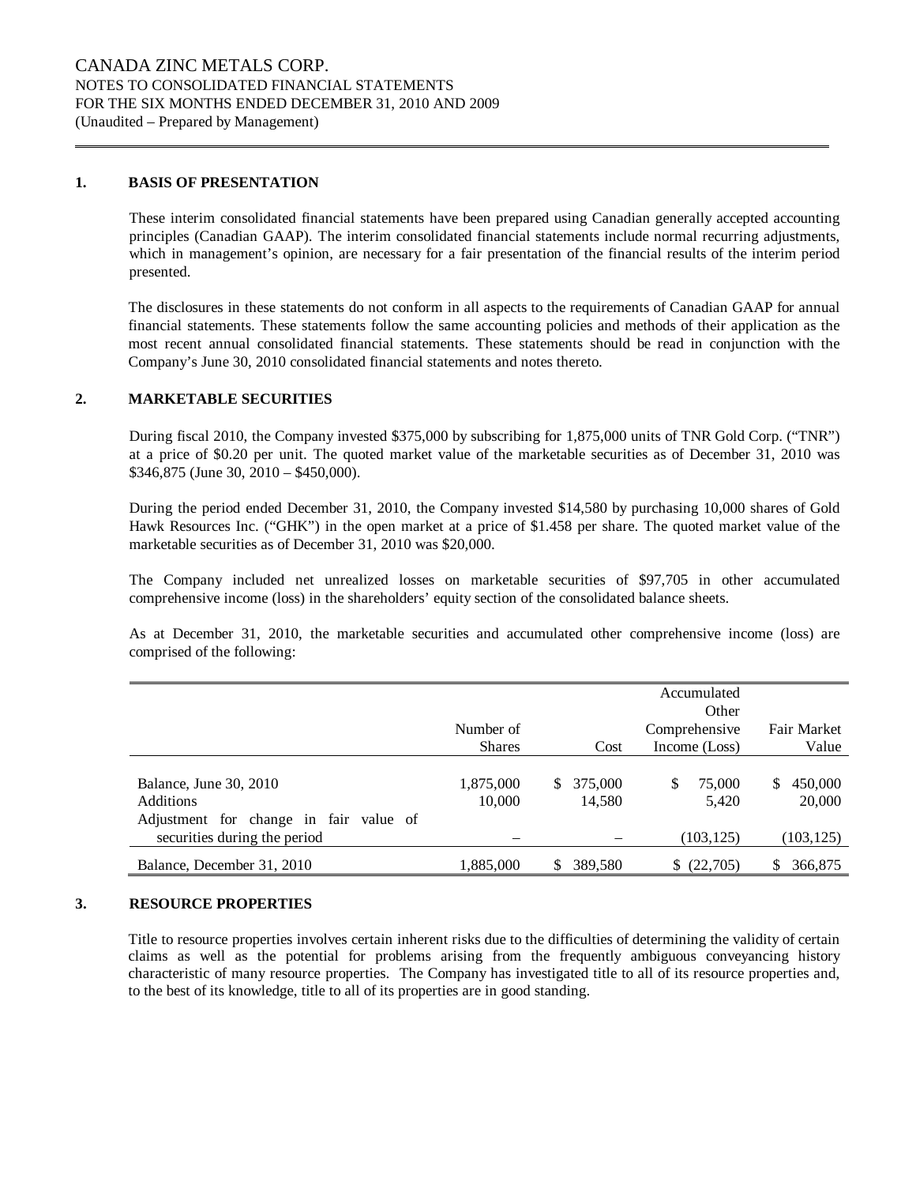## 1. BASIS OF PRESENTATION

These interim consolidated financial statements have been prepared using Canadian generally accepted accounting principles (Canadian GAAP). The interim consolidated financial statements include normal recurring adjustments, which in management's opinion, are necessary for a fair presentation of the financial results of the interim period presented.

The disclosures in these statements do not conform in all aspects to the requirements of Canadian GAAP for annual financial statements. These statements follow the same accounting policies and methods of their application as the most recent annual consolidated financial statements. These statements should be read in conjunction with the Company's June 30, 2010 consolidated financial statements and notes thereto.

## 2. MARKETABLE SECURITIES

During fiscal 2010, the Company invested $375,000 by subscribing for 1,875,000 units of TNR Gold Corp. ("TNR") at a price of $0.20 per unit. The quoted market value of the marketable securities as of December 31, 2010 was $346,875 (June 30, 2010 – $450,000).

During the period ended December 31, 2010, the Company invested $14,580 by purchasing 10,000 shares of Gold Hawk Resources Inc. ("GHK") in the open market at a price of $1.458 per share. The quoted market value of the marketable securities as of December 31, 2010 was $20,000.

The Company included net unrealized losses on marketable securities of $97,705 in other accumulated comprehensive income (loss) in the shareholders' equity section of the consolidated balance sheets.

As at December 31, 2010, the marketable securities and accumulated other comprehensive income (loss) are comprised of the following:

| | Number of Shares | Cost | Accumulated Other Comprehensive Income (Loss) | Fair Market Value |
|---|---|---|---|---|
| Balance, June 30, 2010 | 1,875,000 | $ 375,000 | $ 75,000 | $ 450,000 |
| Additions | 10,000 | 14,580 | 5,420 | 20,000 |
| Adjustment for change in fair value of securities during the period | – | – | (103,125) | (103,125) |
| Balance, December 31, 2010 | 1,885,000 | $ 389,580 | $ (22,705) | $ 366,875 |

## 3. RESOURCE PROPERTIES

Title to resource properties involves certain inherent risks due to the difficulties of determining the validity of certain claims as well as the potential for problems arising from the frequently ambiguous conveyancing history characteristic of many resource properties. The Company has investigated title to all of its resource properties and, to the best of its knowledge, title to all of its properties are in good standing.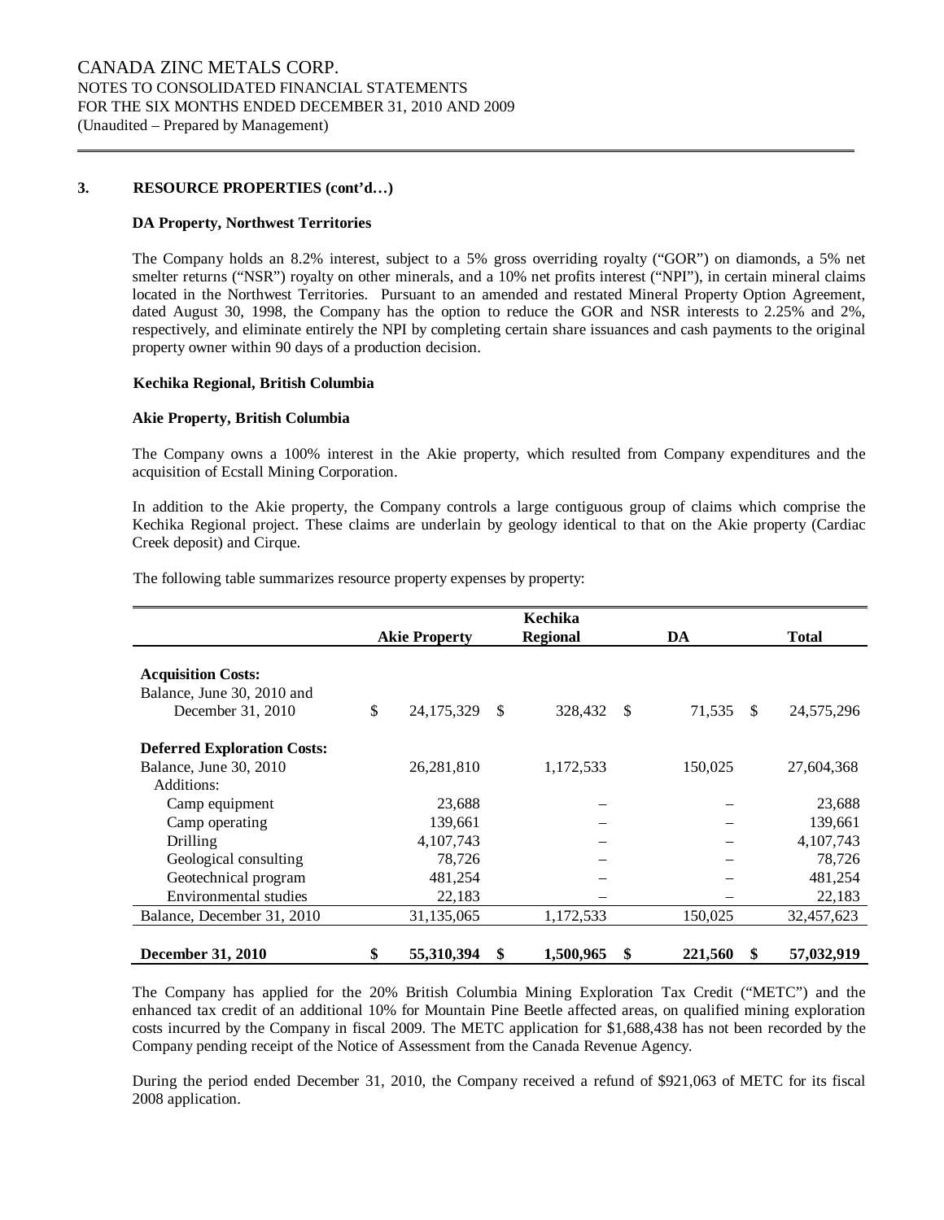### 3. RESOURCE PROPERTIES (cont'd…)

**DA Property, Northwest Territories**

The Company holds an 8.2% interest, subject to a 5% gross overriding royalty ("GOR") on diamonds, a 5% net smelter returns ("NSR") royalty on other minerals, and a 10% net profits interest ("NPI"), in certain mineral claims located in the Northwest Territories. Pursuant to an amended and restated Mineral Property Option Agreement, dated August 30, 1998, the Company has the option to reduce the GOR and NSR interests to 2.25% and 2%, respectively, and eliminate entirely the NPI by completing certain share issuances and cash payments to the original property owner within 90 days of a production decision.

**Kechika Regional, British Columbia**

**Akie Property, British Columbia**

The Company owns a 100% interest in the Akie property, which resulted from Company expenditures and the acquisition of Ecstall Mining Corporation.

In addition to the Akie property, the Company controls a large contiguous group of claims which comprise the Kechika Regional project. These claims are underlain by geology identical to that on the Akie property (Cardiac Creek deposit) and Cirque.

The following table summarizes resource property expenses by property:

| | Akie Property | Kechika Regional | DA | Total |
|---|---|---|---|---|
| **Acquisition Costs:** | | | | |
| Balance, June 30, 2010 and December 31, 2010 | $ 24,175,329 | $ 328,432 | $ 71,535 | $ 24,575,296 |
| **Deferred Exploration Costs:** | | | | |
| Balance, June 30, 2010 | 26,281,810 | 1,172,533 | 150,025 | 27,604,368 |
| Additions: | | | | |
| Camp equipment | 23,688 | – | – | 23,688 |
| Camp operating | 139,661 | – | – | 139,661 |
| Drilling | 4,107,743 | – | – | 4,107,743 |
| Geological consulting | 78,726 | – | – | 78,726 |
| Geotechnical program | 481,254 | – | – | 481,254 |
| Environmental studies | 22,183 | – | – | 22,183 |
| Balance, December 31, 2010 | 31,135,065 | 1,172,533 | 150,025 | 32,457,623 |
| **December 31, 2010** | **$ 55,310,394** | **$ 1,500,965** | **$ 221,560** | **$ 57,032,919** |

The Company has applied for the 20% British Columbia Mining Exploration Tax Credit ("METC") and the enhanced tax credit of an additional 10% for Mountain Pine Beetle affected areas, on qualified mining exploration costs incurred by the Company in fiscal 2009. The METC application for $1,688,438 has not been recorded by the Company pending receipt of the Notice of Assessment from the Canada Revenue Agency.

During the period ended December 31, 2010, the Company received a refund of $921,063 of METC for its fiscal 2008 application.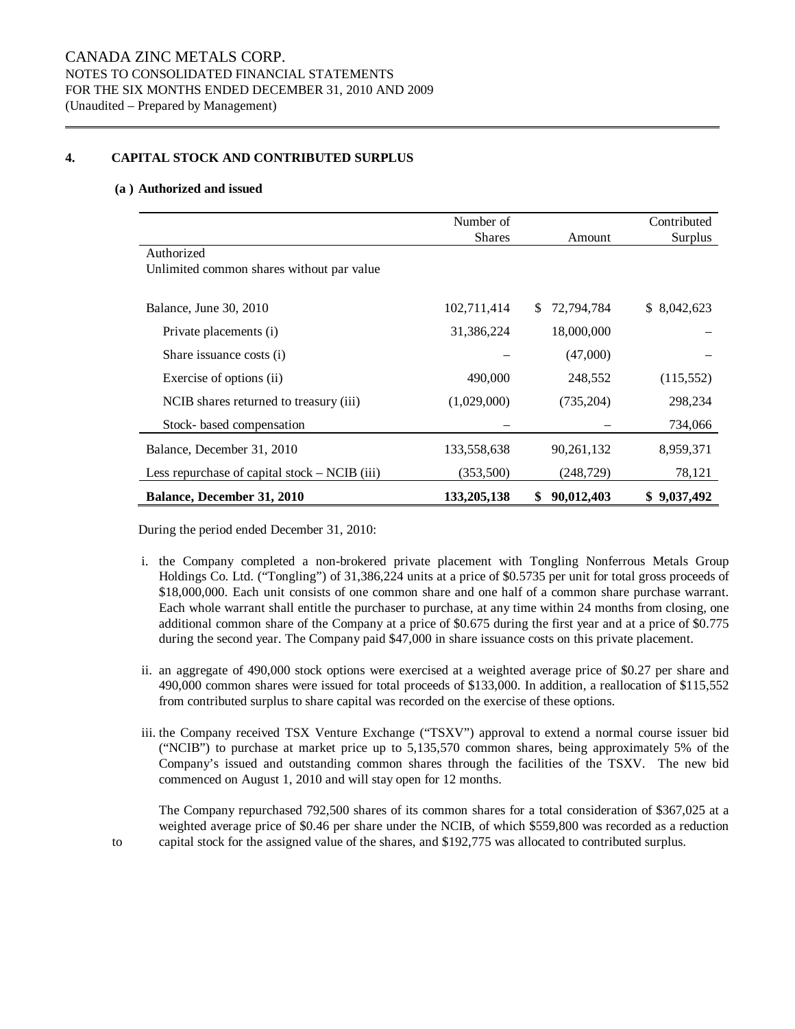CANADA ZINC METALS CORP.
NOTES TO CONSOLIDATED FINANCIAL STATEMENTS
FOR THE SIX MONTHS ENDED DECEMBER 31, 2010 AND 2009
(Unaudited – Prepared by Management)

## 4. CAPITAL STOCK AND CONTRIBUTED SURPLUS

### (a) Authorized and issued

| | Number of Shares | Amount | Contributed Surplus |
|---|---|---|---|
| Authorized | | | |
| Unlimited common shares without par value | | | |
| Balance, June 30, 2010 | 102,711,414 | $ 72,794,784 | $ 8,042,623 |
| Private placements (i) | 31,386,224 | 18,000,000 | – |
| Share issuance costs (i) | – | (47,000) | – |
| Exercise of options (ii) | 490,000 | 248,552 | (115,552) |
| NCIB shares returned to treasury (iii) | (1,029,000) | (735,204) | 298,234 |
| Stock- based compensation | – | – | 734,066 |
| Balance, December 31, 2010 | 133,558,638 | 90,261,132 | 8,959,371 |
| Less repurchase of capital stock – NCIB (iii) | (353,500) | (248,729) | 78,121 |
| **Balance, December 31, 2010** | **133,205,138** | **$ 90,012,403** | **$ 9,037,492** |

During the period ended December 31, 2010:

i. the Company completed a non-brokered private placement with Tongling Nonferrous Metals Group Holdings Co. Ltd. ("Tongling") of 31,386,224 units at a price of $0.5735 per unit for total gross proceeds of $18,000,000. Each unit consists of one common share and one half of a common share purchase warrant. Each whole warrant shall entitle the purchaser to purchase, at any time within 24 months from closing, one additional common share of the Company at a price of $0.675 during the first year and at a price of $0.775 during the second year. The Company paid $47,000 in share issuance costs on this private placement.

ii. an aggregate of 490,000 stock options were exercised at a weighted average price of $0.27 per share and 490,000 common shares were issued for total proceeds of $133,000. In addition, a reallocation of $115,552 from contributed surplus to share capital was recorded on the exercise of these options.

iii. the Company received TSX Venture Exchange ("TSXV") approval to extend a normal course issuer bid ("NCIB") to purchase at market price up to 5,135,570 common shares, being approximately 5% of the Company's issued and outstanding common shares through the facilities of the TSXV. The new bid commenced on August 1, 2010 and will stay open for 12 months.

The Company repurchased 792,500 shares of its common shares for a total consideration of $367,025 at a weighted average price of $0.46 per share under the NCIB, of which $559,800 was recorded as a reduction to capital stock for the assigned value of the shares, and $192,775 was allocated to contributed surplus.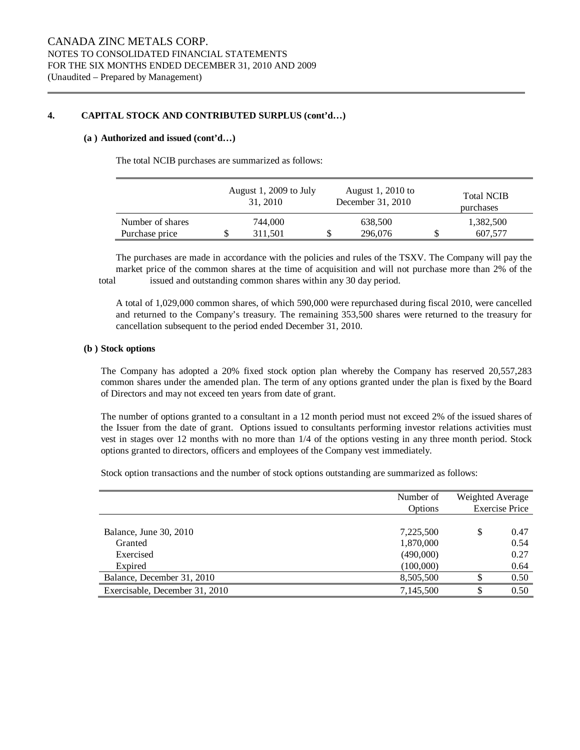# 4. CAPITAL STOCK AND CONTRIBUTED SURPLUS (cont'd…)

## (a ) Authorized and issued (cont'd…)

The total NCIB purchases are summarized as follows:

| | August 1, 2009 to July 31, 2010 | August 1, 2010 to December 31, 2010 | Total NCIB purchases |
|---|---|---|---|
| Number of shares | 744,000 | 638,500 | 1,382,500 |
| Purchase price | $ 311,501 | $ 296,076 | $ 607,577 |

The purchases are made in accordance with the policies and rules of the TSXV. The Company will pay the market price of the common shares at the time of acquisition and will not purchase more than 2% of the total issued and outstanding common shares within any 30 day period.

A total of 1,029,000 common shares, of which 590,000 were repurchased during fiscal 2010, were cancelled and returned to the Company's treasury. The remaining 353,500 shares were returned to the treasury for cancellation subsequent to the period ended December 31, 2010.

## (b ) Stock options

The Company has adopted a 20% fixed stock option plan whereby the Company has reserved 20,557,283 common shares under the amended plan. The term of any options granted under the plan is fixed by the Board of Directors and may not exceed ten years from date of grant.

The number of options granted to a consultant in a 12 month period must not exceed 2% of the issued shares of the Issuer from the date of grant. Options issued to consultants performing investor relations activities must vest in stages over 12 months with no more than 1/4 of the options vesting in any three month period. Stock options granted to directors, officers and employees of the Company vest immediately.

Stock option transactions and the number of stock options outstanding are summarized as follows:

| | Number of Options | Weighted Average Exercise Price |
|---|---|---|
| Balance, June 30, 2010 | 7,225,500 | $ 0.47 |
| Granted | 1,870,000 | 0.54 |
| Exercised | (490,000) | 0.27 |
| Expired | (100,000) | 0.64 |
| Balance, December 31, 2010 | 8,505,500 | $ 0.50 |
| Exercisable, December 31, 2010 | 7,145,500 | $ 0.50 |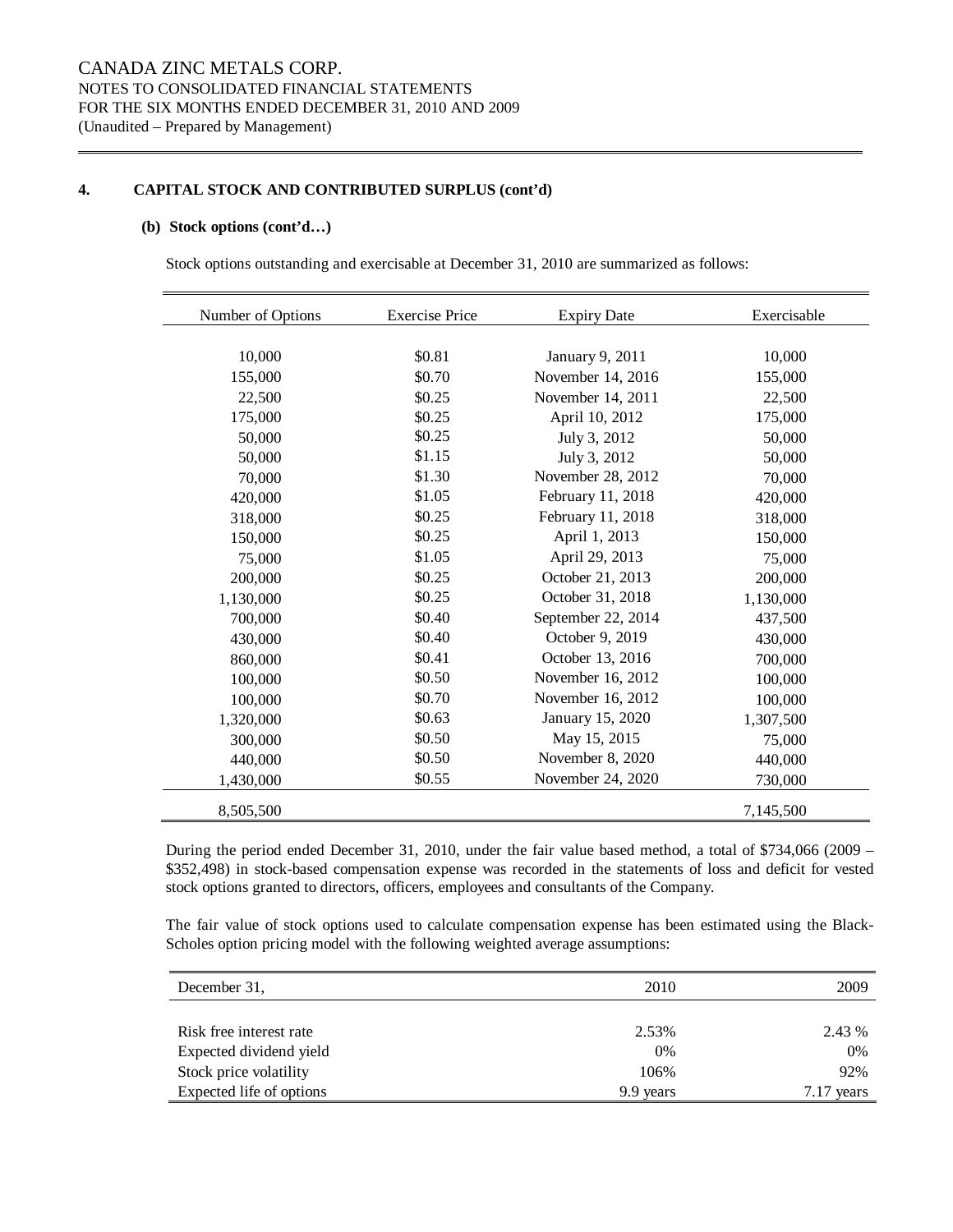CANADA ZINC METALS CORP.
NOTES TO CONSOLIDATED FINANCIAL STATEMENTS
FOR THE SIX MONTHS ENDED DECEMBER 31, 2010 AND 2009
(Unaudited – Prepared by Management)

## 4. CAPITAL STOCK AND CONTRIBUTED SURPLUS (cont'd)

### (b) Stock options (cont'd…)

Stock options outstanding and exercisable at December 31, 2010 are summarized as follows:

| Number of Options | Exercise Price | Expiry Date | Exercisable |
|---|---|---|---|
| 10,000 | $0.81 | January 9, 2011 | 10,000 |
| 155,000 | $0.70 | November 14, 2016 | 155,000 |
| 22,500 | $0.25 | November 14, 2011 | 22,500 |
| 175,000 | $0.25 | April 10, 2012 | 175,000 |
| 50,000 | $0.25 | July 3, 2012 | 50,000 |
| 50,000 | $1.15 | July 3, 2012 | 50,000 |
| 70,000 | $1.30 | November 28, 2012 | 70,000 |
| 420,000 | $1.05 | February 11, 2018 | 420,000 |
| 318,000 | $0.25 | February 11, 2018 | 318,000 |
| 150,000 | $0.25 | April 1, 2013 | 150,000 |
| 75,000 | $1.05 | April 29, 2013 | 75,000 |
| 200,000 | $0.25 | October 21, 2013 | 200,000 |
| 1,130,000 | $0.25 | October 31, 2018 | 1,130,000 |
| 700,000 | $0.40 | September 22, 2014 | 437,500 |
| 430,000 | $0.40 | October 9, 2019 | 430,000 |
| 860,000 | $0.41 | October 13, 2016 | 700,000 |
| 100,000 | $0.50 | November 16, 2012 | 100,000 |
| 100,000 | $0.70 | November 16, 2012 | 100,000 |
| 1,320,000 | $0.63 | January 15, 2020 | 1,307,500 |
| 300,000 | $0.50 | May 15, 2015 | 75,000 |
| 440,000 | $0.50 | November 8, 2020 | 440,000 |
| 1,430,000 | $0.55 | November 24, 2020 | 730,000 |
| 8,505,500 | | | 7,145,500 |

During the period ended December 31, 2010, under the fair value based method, a total of $734,066 (2009 – $352,498) in stock-based compensation expense was recorded in the statements of loss and deficit for vested stock options granted to directors, officers, employees and consultants of the Company.

The fair value of stock options used to calculate compensation expense has been estimated using the Black-Scholes option pricing model with the following weighted average assumptions:

| December 31, | 2010 | 2009 |
|---|---|---|
| Risk free interest rate | 2.53% | 2.43 % |
| Expected dividend yield | 0% | 0% |
| Stock price volatility | 106% | 92% |
| Expected life of options | 9.9 years | 7.17 years |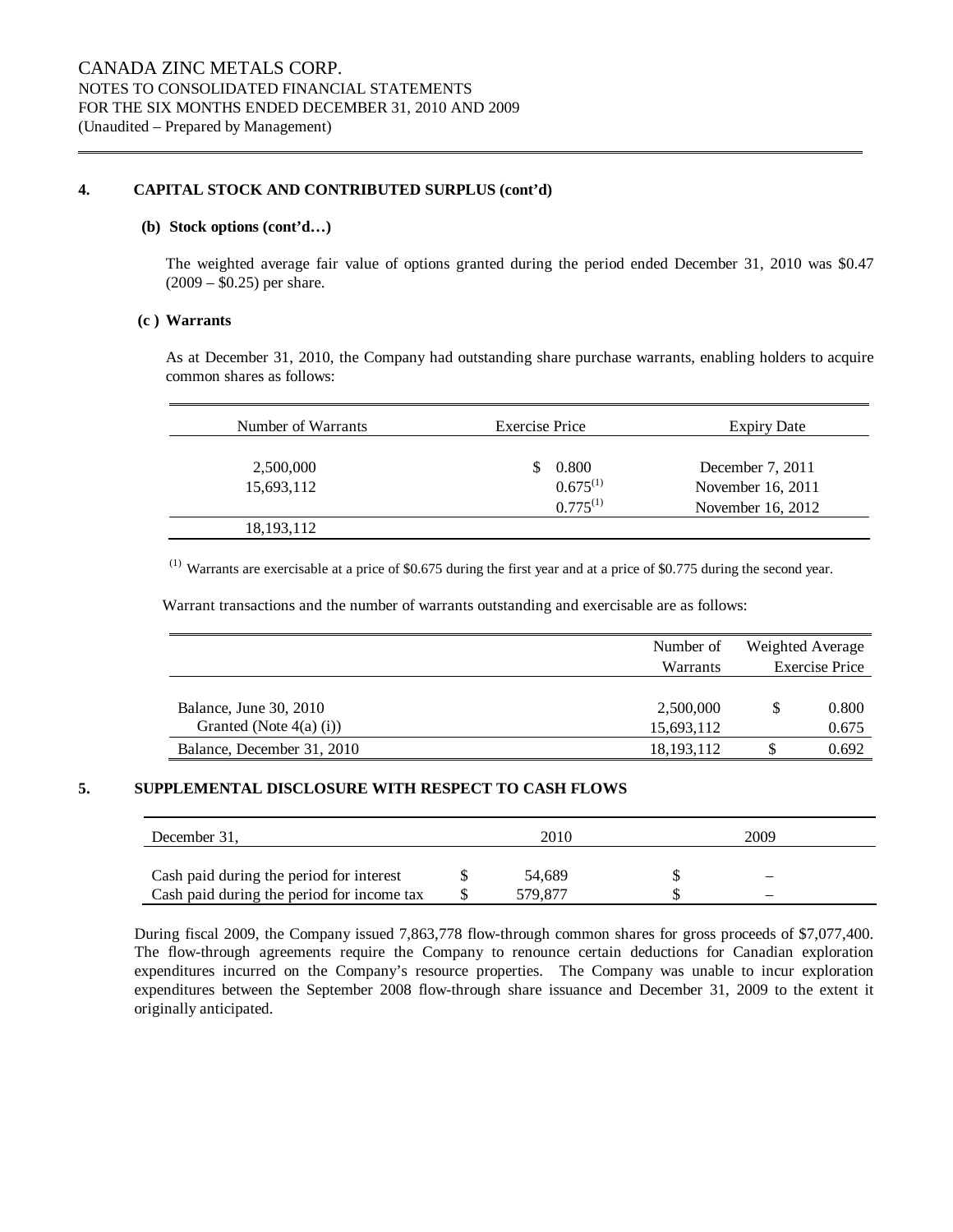CANADA ZINC METALS CORP.
NOTES TO CONSOLIDATED FINANCIAL STATEMENTS
FOR THE SIX MONTHS ENDED DECEMBER 31, 2010 AND 2009
(Unaudited – Prepared by Management)

## 4. CAPITAL STOCK AND CONTRIBUTED SURPLUS (cont'd)

### (b) Stock options (cont'd…)

The weighted average fair value of options granted during the period ended December 31, 2010 was $0.47 (2009 – $0.25) per share.

### (c ) Warrants

As at December 31, 2010, the Company had outstanding share purchase warrants, enabling holders to acquire common shares as follows:

| Number of Warrants | Exercise Price | Expiry Date |
|---|---|---|
| 2,500,000 | $ 0.800 | December 7, 2011 |
| 15,693,112 | 0.675[(1)] | November 16, 2011 |
| | 0.775[(1)] | November 16, 2012 |
| 18,193,112 | | |

[(1)] Warrants are exercisable at a price of $0.675 during the first year and at a price of $0.775 during the second year.

Warrant transactions and the number of warrants outstanding and exercisable are as follows:

| | Number of Warrants | Weighted Average Exercise Price |
|---|---|---|
| Balance, June 30, 2010 | 2,500,000 | $ 0.800 |
| Granted (Note 4(a) (i)) | 15,693,112 | 0.675 |
| Balance, December 31, 2010 | 18,193,112 | $ 0.692 |

## 5. SUPPLEMENTAL DISCLOSURE WITH RESPECT TO CASH FLOWS

| December 31, | 2010 | 2009 |
|---|---|---|
| Cash paid during the period for interest | $ 54,689 | $ – |
| Cash paid during the period for income tax | $ 579,877 | $ – |

During fiscal 2009, the Company issued 7,863,778 flow-through common shares for gross proceeds of $7,077,400. The flow-through agreements require the Company to renounce certain deductions for Canadian exploration expenditures incurred on the Company's resource properties. The Company was unable to incur exploration expenditures between the September 2008 flow-through share issuance and December 31, 2009 to the extent it originally anticipated.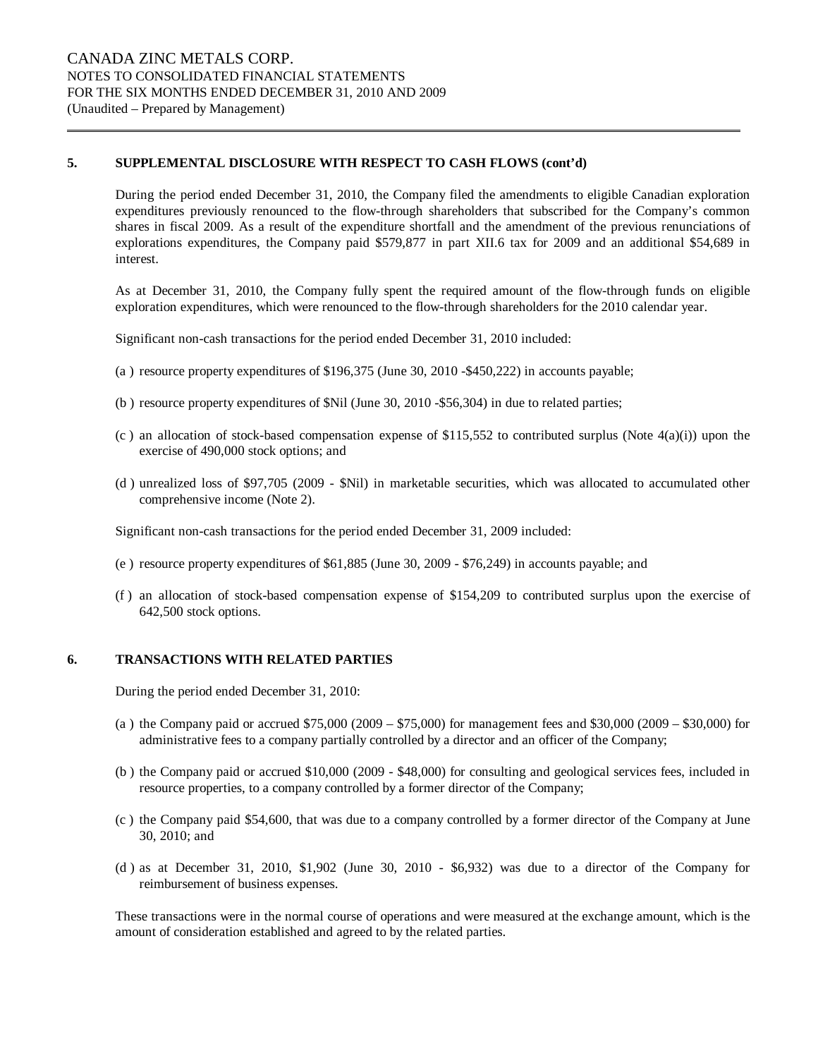## 5. SUPPLEMENTAL DISCLOSURE WITH RESPECT TO CASH FLOWS (cont'd)

During the period ended December 31, 2010, the Company filed the amendments to eligible Canadian exploration expenditures previously renounced to the flow-through shareholders that subscribed for the Company's common shares in fiscal 2009. As a result of the expenditure shortfall and the amendment of the previous renunciations of explorations expenditures, the Company paid $579,877 in part XII.6 tax for 2009 and an additional $54,689 in interest.

As at December 31, 2010, the Company fully spent the required amount of the flow-through funds on eligible exploration expenditures, which were renounced to the flow-through shareholders for the 2010 calendar year.

Significant non-cash transactions for the period ended December 31, 2010 included:

(a ) resource property expenditures of $196,375 (June 30, 2010 -$450,222) in accounts payable;

(b ) resource property expenditures of $Nil (June 30, 2010 -$56,304) in due to related parties;

(c ) an allocation of stock-based compensation expense of $115,552 to contributed surplus (Note 4(a)(i)) upon the exercise of 490,000 stock options; and

(d ) unrealized loss of $97,705 (2009 - $Nil) in marketable securities, which was allocated to accumulated other comprehensive income (Note 2).

Significant non-cash transactions for the period ended December 31, 2009 included:

(e ) resource property expenditures of $61,885 (June 30, 2009 - $76,249) in accounts payable; and

(f ) an allocation of stock-based compensation expense of $154,209 to contributed surplus upon the exercise of 642,500 stock options.

## 6. TRANSACTIONS WITH RELATED PARTIES

During the period ended December 31, 2010:

(a ) the Company paid or accrued $75,000 (2009 – $75,000) for management fees and $30,000 (2009 – $30,000) for administrative fees to a company partially controlled by a director and an officer of the Company;

(b ) the Company paid or accrued $10,000 (2009 - $48,000) for consulting and geological services fees, included in resource properties, to a company controlled by a former director of the Company;

(c ) the Company paid $54,600, that was due to a company controlled by a former director of the Company at June 30, 2010; and

(d ) as at December 31, 2010, $1,902 (June 30, 2010 - $6,932) was due to a director of the Company for reimbursement of business expenses.

These transactions were in the normal course of operations and were measured at the exchange amount, which is the amount of consideration established and agreed to by the related parties.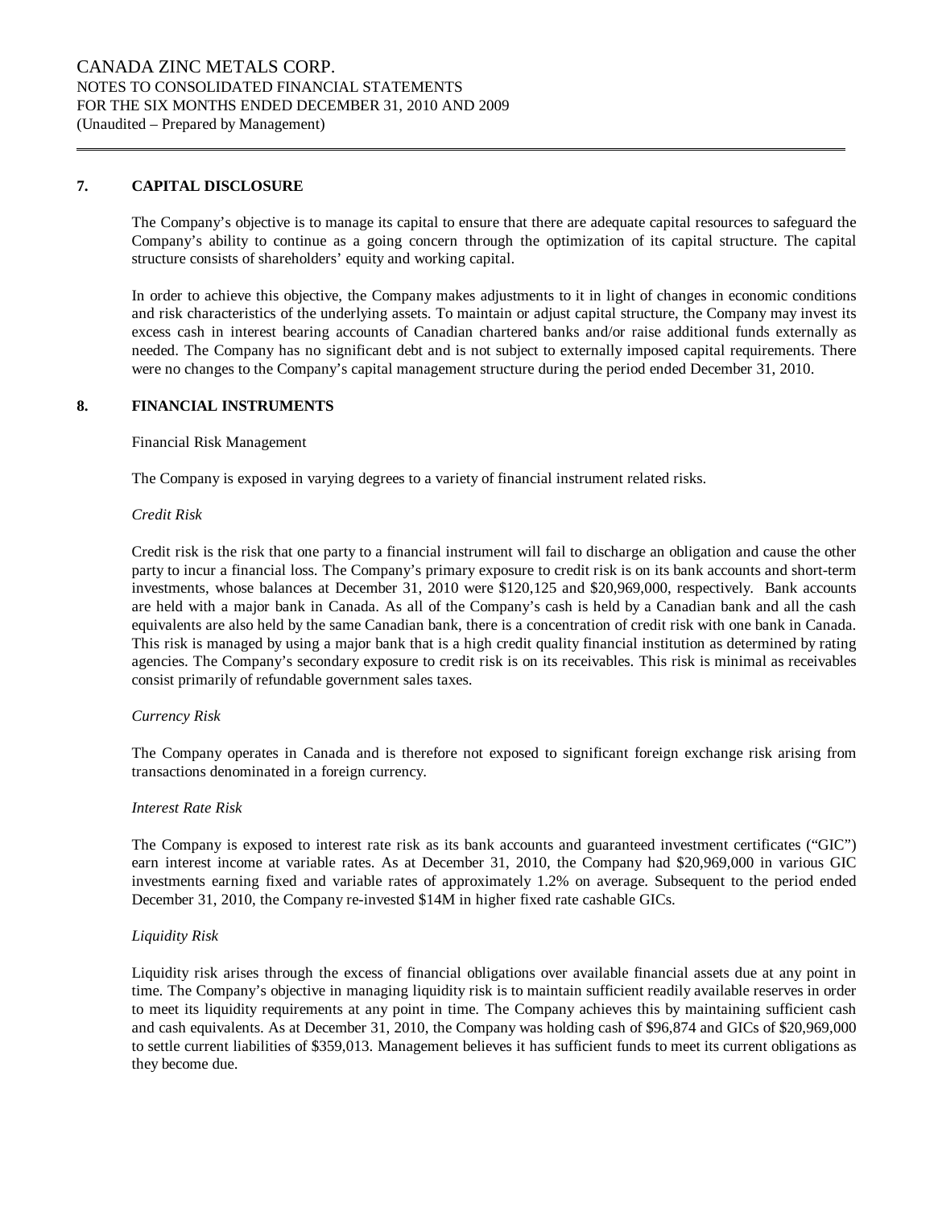## 7. CAPITAL DISCLOSURE

The Company's objective is to manage its capital to ensure that there are adequate capital resources to safeguard the Company's ability to continue as a going concern through the optimization of its capital structure. The capital structure consists of shareholders' equity and working capital.

In order to achieve this objective, the Company makes adjustments to it in light of changes in economic conditions and risk characteristics of the underlying assets. To maintain or adjust capital structure, the Company may invest its excess cash in interest bearing accounts of Canadian chartered banks and/or raise additional funds externally as needed. The Company has no significant debt and is not subject to externally imposed capital requirements. There were no changes to the Company's capital management structure during the period ended December 31, 2010.

## 8. FINANCIAL INSTRUMENTS

Financial Risk Management

The Company is exposed in varying degrees to a variety of financial instrument related risks.

*Credit Risk*

Credit risk is the risk that one party to a financial instrument will fail to discharge an obligation and cause the other party to incur a financial loss. The Company's primary exposure to credit risk is on its bank accounts and short-term investments, whose balances at December 31, 2010 were $120,125 and $20,969,000, respectively. Bank accounts are held with a major bank in Canada. As all of the Company's cash is held by a Canadian bank and all the cash equivalents are also held by the same Canadian bank, there is a concentration of credit risk with one bank in Canada. This risk is managed by using a major bank that is a high credit quality financial institution as determined by rating agencies. The Company's secondary exposure to credit risk is on its receivables. This risk is minimal as receivables consist primarily of refundable government sales taxes.

*Currency Risk*

The Company operates in Canada and is therefore not exposed to significant foreign exchange risk arising from transactions denominated in a foreign currency.

*Interest Rate Risk*

The Company is exposed to interest rate risk as its bank accounts and guaranteed investment certificates ("GIC") earn interest income at variable rates. As at December 31, 2010, the Company had $20,969,000 in various GIC investments earning fixed and variable rates of approximately 1.2% on average. Subsequent to the period ended December 31, 2010, the Company re-invested $14M in higher fixed rate cashable GICs.

*Liquidity Risk*

Liquidity risk arises through the excess of financial obligations over available financial assets due at any point in time. The Company's objective in managing liquidity risk is to maintain sufficient readily available reserves in order to meet its liquidity requirements at any point in time. The Company achieves this by maintaining sufficient cash and cash equivalents. As at December 31, 2010, the Company was holding cash of $96,874 and GICs of $20,969,000 to settle current liabilities of $359,013. Management believes it has sufficient funds to meet its current obligations as they become due.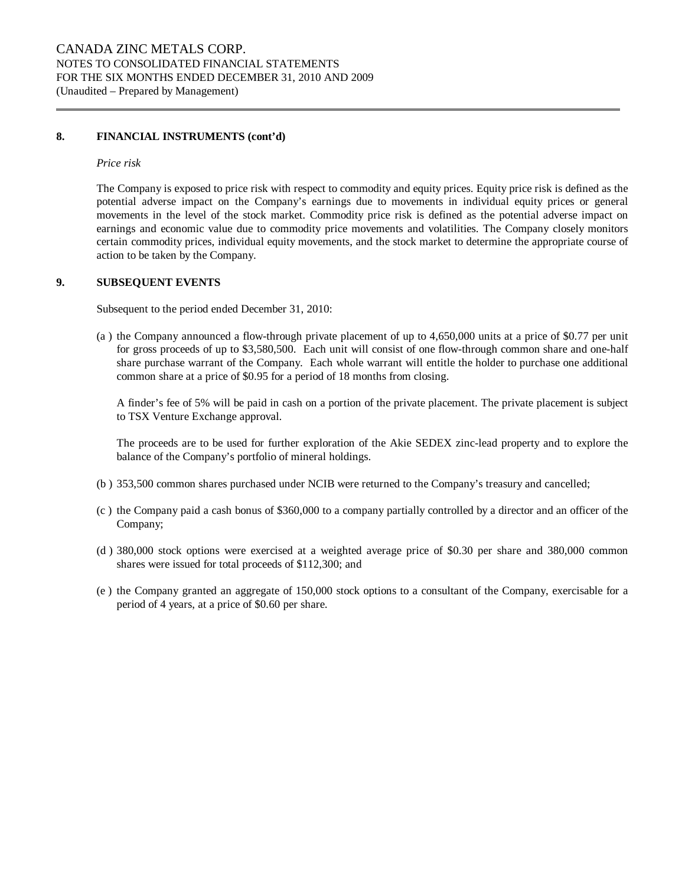## 8. FINANCIAL INSTRUMENTS (cont'd)

*Price risk*

The Company is exposed to price risk with respect to commodity and equity prices. Equity price risk is defined as the potential adverse impact on the Company's earnings due to movements in individual equity prices or general movements in the level of the stock market. Commodity price risk is defined as the potential adverse impact on earnings and economic value due to commodity price movements and volatilities. The Company closely monitors certain commodity prices, individual equity movements, and the stock market to determine the appropriate course of action to be taken by the Company.

## 9. SUBSEQUENT EVENTS

Subsequent to the period ended December 31, 2010:

(a ) the Company announced a flow-through private placement of up to 4,650,000 units at a price of $0.77 per unit for gross proceeds of up to $3,580,500. Each unit will consist of one flow-through common share and one-half share purchase warrant of the Company. Each whole warrant will entitle the holder to purchase one additional common share at a price of $0.95 for a period of 18 months from closing.

A finder's fee of 5% will be paid in cash on a portion of the private placement. The private placement is subject to TSX Venture Exchange approval.

The proceeds are to be used for further exploration of the Akie SEDEX zinc-lead property and to explore the balance of the Company's portfolio of mineral holdings.

(b ) 353,500 common shares purchased under NCIB were returned to the Company's treasury and cancelled;

(c ) the Company paid a cash bonus of $360,000 to a company partially controlled by a director and an officer of the Company;

(d ) 380,000 stock options were exercised at a weighted average price of $0.30 per share and 380,000 common shares were issued for total proceeds of $112,300; and

(e ) the Company granted an aggregate of 150,000 stock options to a consultant of the Company, exercisable for a period of 4 years, at a price of $0.60 per share.